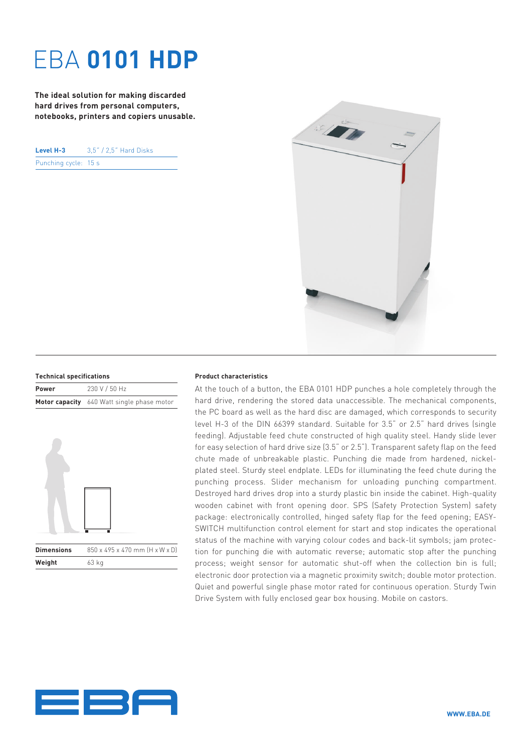# EBA **0101 HDP**

**The ideal solution for making discarded hard drives from personal computers, notebooks, printers and copiers unusable.**

| **Level H-3** | 3,5" / 2,5" Hard Disks |
|---|---|
| Punching cycle: | 15 s |

**Technical specifications**

| | |
|---|---|
| **Power** | 230 V / 50 Hz |
| **Motor capacity** | 640 Watt single phase motor |

| | |
|---|---|
| **Dimensions** | 850 x 495 x 470 mm (H x W x D) |
| **Weight** | 63 kg |

**Product characteristics**

At the touch of a button, the EBA 0101 HDP punches a hole completely through the hard drive, rendering the stored data unaccessible. The mechanical components, the PC board as well as the hard disc are damaged, which corresponds to security level H-3 of the DIN 66399 standard. Suitable for 3.5" or 2.5" hard drives (single feeding). Adjustable feed chute constructed of high quality steel. Handy slide lever for easy selection of hard drive size (3.5" or 2.5"). Transparent safety flap on the feed chute made of unbreakable plastic. Punching die made from hardened, nickel-plated steel. Sturdy steel endplate. LEDs for illuminating the feed chute during the punching process. Slider mechanism for unloading punching compartment. Destroyed hard drives drop into a sturdy plastic bin inside the cabinet. High-quality wooden cabinet with front opening door. SPS (Safety Protection System) safety package: electronically controlled, hinged safety flap for the feed opening; EASY-SWITCH multifunction control element for start and stop indicates the operational status of the machine with varying colour codes and back-lit symbols; jam protection for punching die with automatic reverse; automatic stop after the punching process; weight sensor for automatic shut-off when the collection bin is full; electronic door protection via a magnetic proximity switch; double motor protection. Quiet and powerful single phase motor rated for continuous operation. Sturdy Twin Drive System with fully enclosed gear box housing. Mobile on castors.

WWW.EBA.DE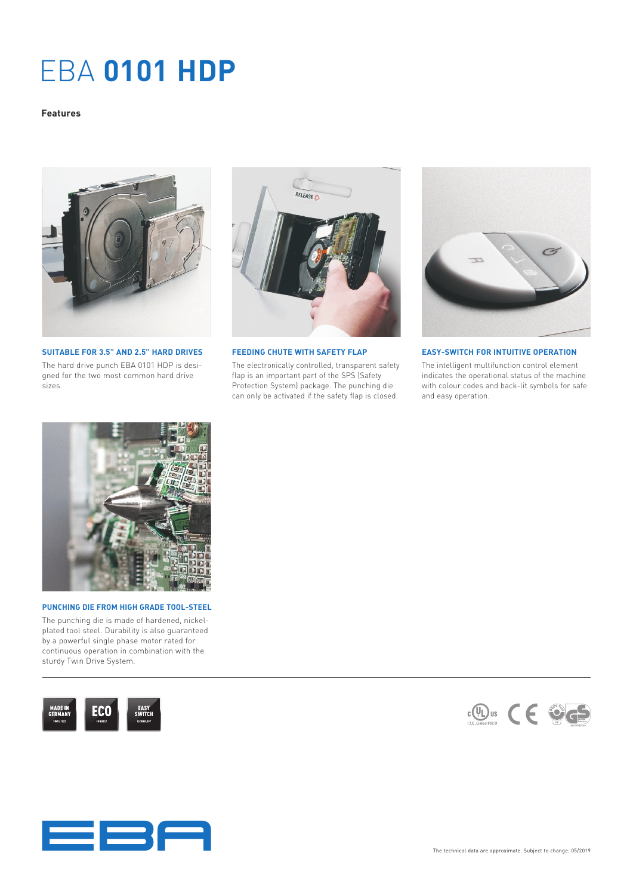# EBA **0101 HDP**

**Features**

### SUITABLE FOR 3.5" AND 2.5" HARD DRIVES

The hard drive punch EBA 0101 HDP is designed for the two most common hard drive sizes.

### FEEDING CHUTE WITH SAFETY FLAP

The electronically controlled, transparent safety flap is an important part of the SPS (Safety Protection System) package. The punching die can only be activated if the safety flap is closed.

### EASY-SWITCH FOR INTUITIVE OPERATION

The intelligent multifunction control element indicates the operational status of the machine with colour codes and back-lit symbols for safe and easy operation.

### PUNCHING DIE FROM HIGH GRADE TOOL-STEEL

The punching die is made of hardened, nickel-plated tool steel. Durability is also guaranteed by a powerful single phase motor rated for continuous operation in combination with the sturdy Twin Drive System.

MADE IN GERMANY SINCE 1922 ECO FRIENDLY EASY SWITCH TECHNOLOGY

I.T.E. Listed 802 D

The technical data are approximate. Subject to change. 05/2019